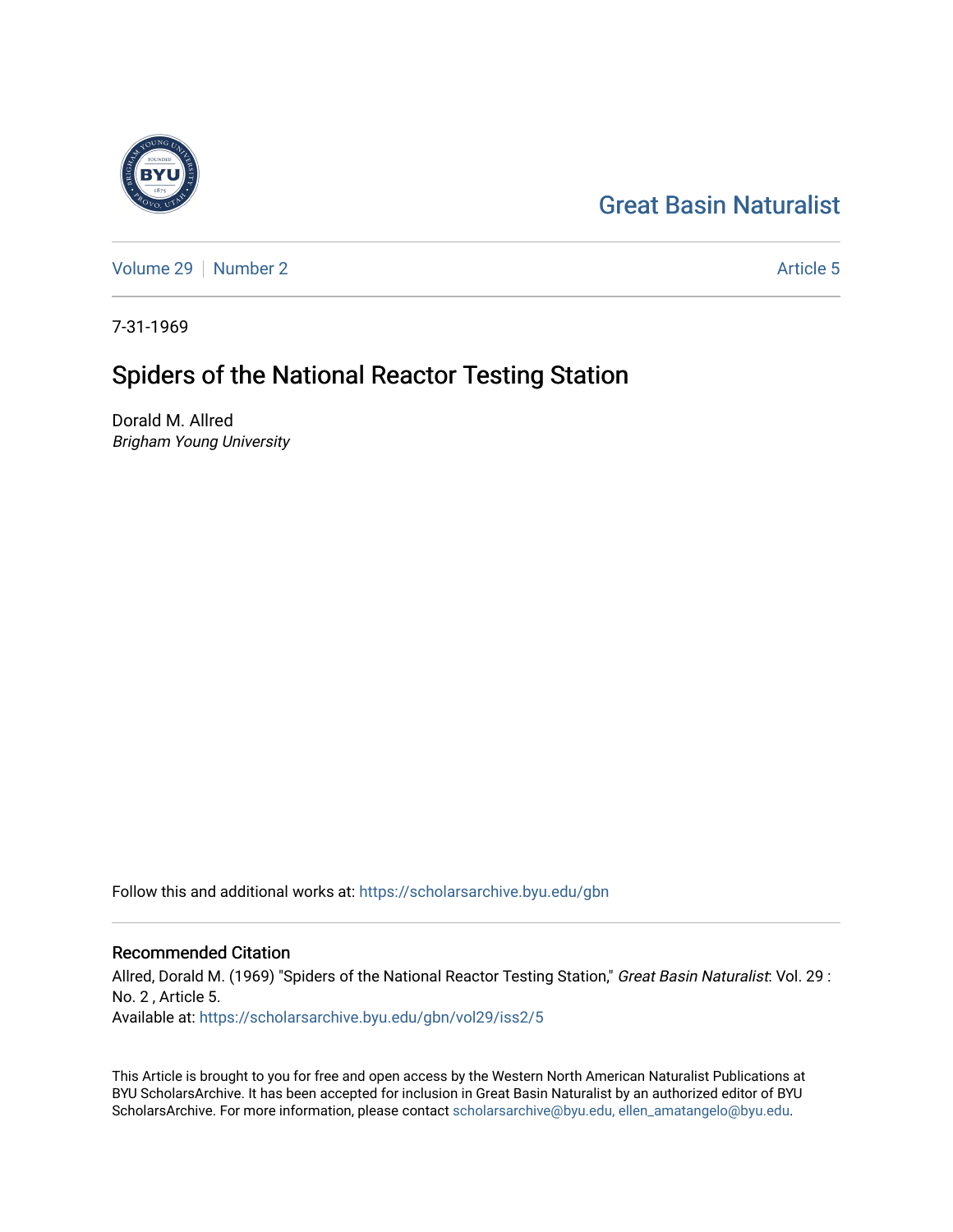Great Basin Naturalist

Volume 29 | Number 2 Article 5

7-31-1969

# Spiders of the National Reactor Testing Station

Dorald M. Allred
*Brigham Young University*

Follow this and additional works at: https://scholarsarchive.byu.edu/gbn

## Recommended Citation

Allred, Dorald M. (1969) "Spiders of the National Reactor Testing Station," *Great Basin Naturalist*: Vol. 29 : No. 2 , Article 5.
Available at: https://scholarsarchive.byu.edu/gbn/vol29/iss2/5

This Article is brought to you for free and open access by the Western North American Naturalist Publications at BYU ScholarsArchive. It has been accepted for inclusion in Great Basin Naturalist by an authorized editor of BYU ScholarsArchive. For more information, please contact scholarsarchive@byu.edu, ellen_amatangelo@byu.edu.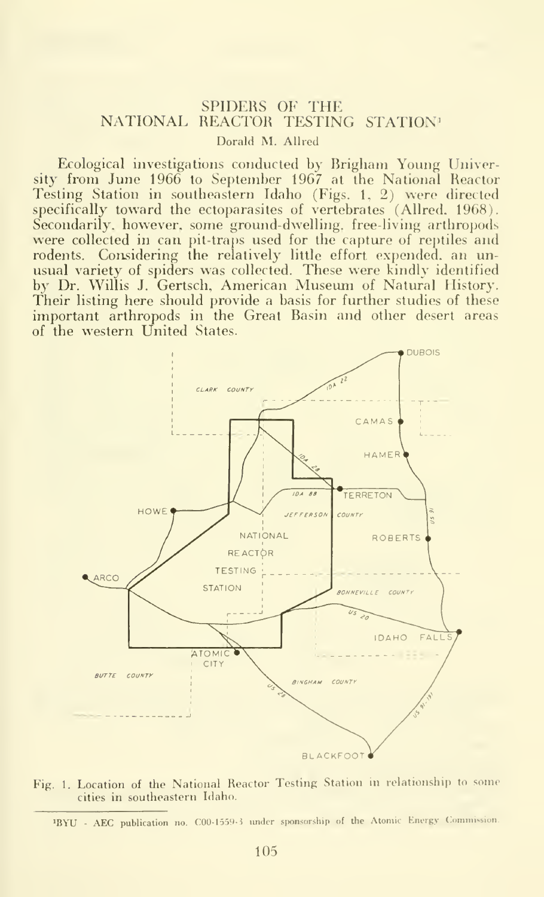# SPIDERS OF THE NATIONAL REACTOR TESTING STATION[1]

Dorald M. Allred

Ecological investigations conducted by Brigham Young University from June 1966 to September 1967 at the National Reactor Testing Station in southeastern Idaho (Figs. 1, 2) were directed specifically toward the ectoparasites of vertebrates (Allred, 1968). Secondarily, however, some ground-dwelling, free-living arthropods were collected in can pit-traps used for the capture of reptiles and rodents. Considering the relatively little effort expended, an unusual variety of spiders was collected. These were kindly identified by Dr. Willis J. Gertsch, American Museum of Natural History. Their listing here should provide a basis for further studies of these important arthropods in the Great Basin and other desert areas of the western United States.

Fig. 1. Location of the National Reactor Testing Station in relationship to some cities in southeastern Idaho.

[1]BYU - AEC publication no. C00-1559-3 under sponsorship of the Atomic Energy Commission.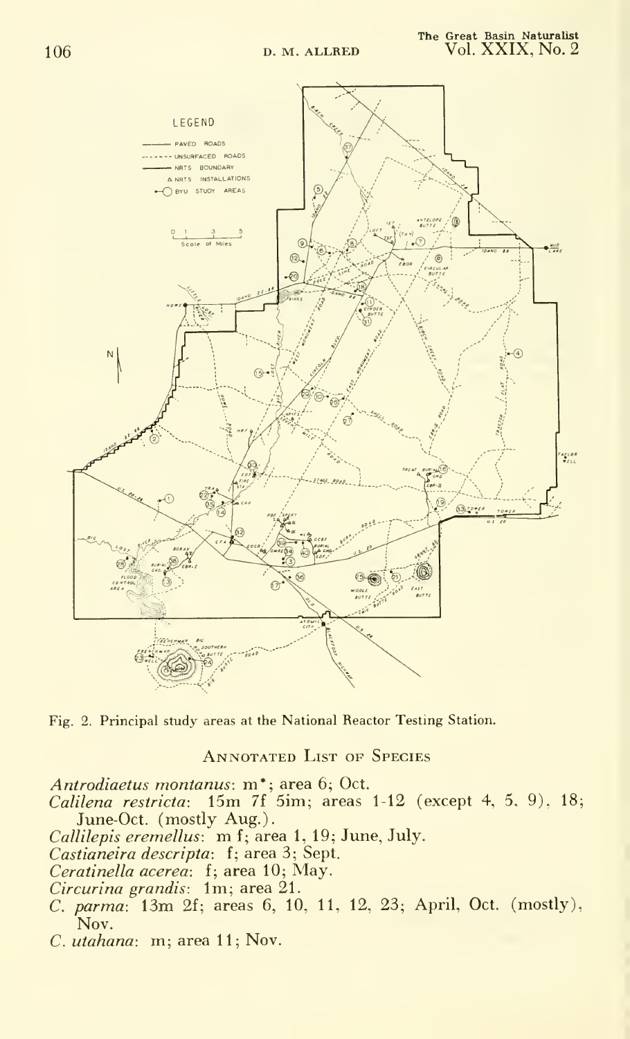Fig. 2. Principal study areas at the National Reactor Testing Station.

## Annotated List of Species

*Antrodiaetus montanus*: m*; area 6; Oct.

*Calilena restricta*: 15m 7f 5im; areas 1-12 (except 4, 5, 9), 18; June-Oct. (mostly Aug.).

*Callilepis eremellus*: m f; area 1, 19; June, July.

*Castianeira descripta*: f; area 3; Sept.

*Ceratinella acerea*: f; area 10; May.

*Circurina grandis*: 1m; area 21.

*C. parma*: 13m 2f; areas 6, 10, 11, 12, 23; April, Oct. (mostly), Nov.

*C. utahana*: m; area 11; Nov.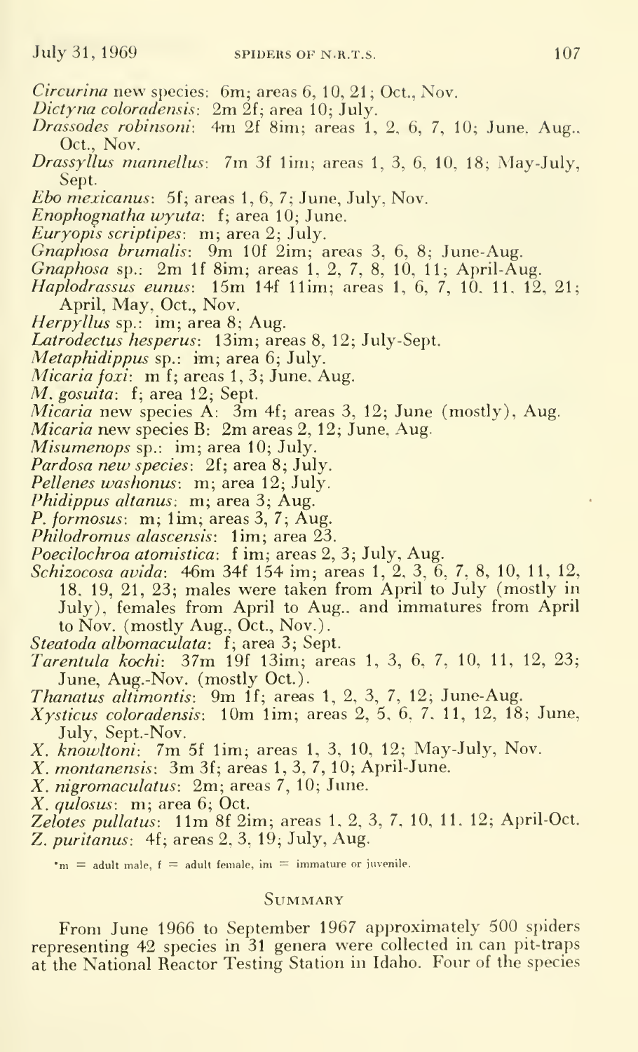*Circurina* new species: 6m; areas 6, 10, 21; Oct., Nov.
*Dictyna coloradensis*: 2m 2f; area 10; July.
*Drassodes robinsoni*: 4m 2f 8im; areas 1, 2, 6, 7, 10; June. Aug., Oct., Nov.
*Drassyllus mannellus*: 7m 3f 1im; areas 1, 3, 6, 10, 18; May-July, Sept.
*Ebo mexicanus*: 5f; areas 1, 6, 7; June, July, Nov.
*Enophognatha wyuta*: f; area 10; June.
*Euryopis scriptipes*: m; area 2; July.
*Gnaphosa brumalis*: 9m 10f 2im; areas 3, 6, 8; June-Aug.
*Gnaphosa* sp.: 2m 1f 8im; areas 1, 2, 7, 8, 10, 11; April-Aug.
*Haplodrassus eunus*: 15m 14f 11im; areas 1, 6, 7, 10, 11, 12, 21; April, May, Oct., Nov.
*Herpyllus* sp.: im; area 8; Aug.
*Latrodectus hesperus*: 13im; areas 8, 12; July-Sept.
*Metaphidippus* sp.: im; area 6; July.
*Micaria foxi*: m f; areas 1, 3; June, Aug.
*M. gosuita*: f; area 12; Sept.
*Micaria* new species A: 3m 4f; areas 3, 12; June (mostly), Aug.
*Micaria* new species B: 2m areas 2, 12; June, Aug.
*Misumenops* sp.: im; area 10; July.
*Pardosa new species*: 2f; area 8; July.
*Pellenes washonus*: m; area 12; July.
*Phidippus altanus*: m; area 3; Aug.
*P. formosus*: m; 1im; areas 3, 7; Aug.
*Philodromus alascensis*: 1im; area 23.
*Poecilochroa atomistica*: f im; areas 2, 3; July, Aug.
*Schizocosa avida*: 46m 34f 154 im; areas 1, 2, 3, 6, 7, 8, 10, 11, 12, 18, 19, 21, 23; males were taken from April to July (mostly in July), females from April to Aug., and immatures from April to Nov. (mostly Aug., Oct., Nov.).
*Steatoda albomaculata*: f; area 3; Sept.
*Tarentula kochi*: 37m 19f 13im; areas 1, 3, 6, 7, 10, 11, 12, 23; June, Aug.-Nov. (mostly Oct.).
*Thanatus altimontis*: 9m 1f; areas 1, 2, 3, 7, 12; June-Aug.
*Xysticus coloradensis*: 10m 1im; areas 2, 5, 6, 7, 11, 12, 18; June, July, Sept.-Nov.
*X. knowltoni*: 7m 5f 1im; areas 1, 3, 10, 12; May-July, Nov.
*X. montanensis*: 3m 3f; areas 1, 3, 7, 10; April-June.
*X. nigromaculatus*: 2m; areas 7, 10; June.
*X. gulosus*: m; area 6; Oct.
*Zelotes pullatus*: 11m 8f 2im; areas 1, 2, 3, 7, 10, 11, 12; April-Oct.
*Z. puritanus*: 4f; areas 2, 3, 19; July, Aug.

*m = adult male, f = adult female, im = immature or juvenile.

## Summary

From June 1966 to September 1967 approximately 500 spiders representing 42 species in 31 genera were collected in can pit-traps at the National Reactor Testing Station in Idaho. Four of the species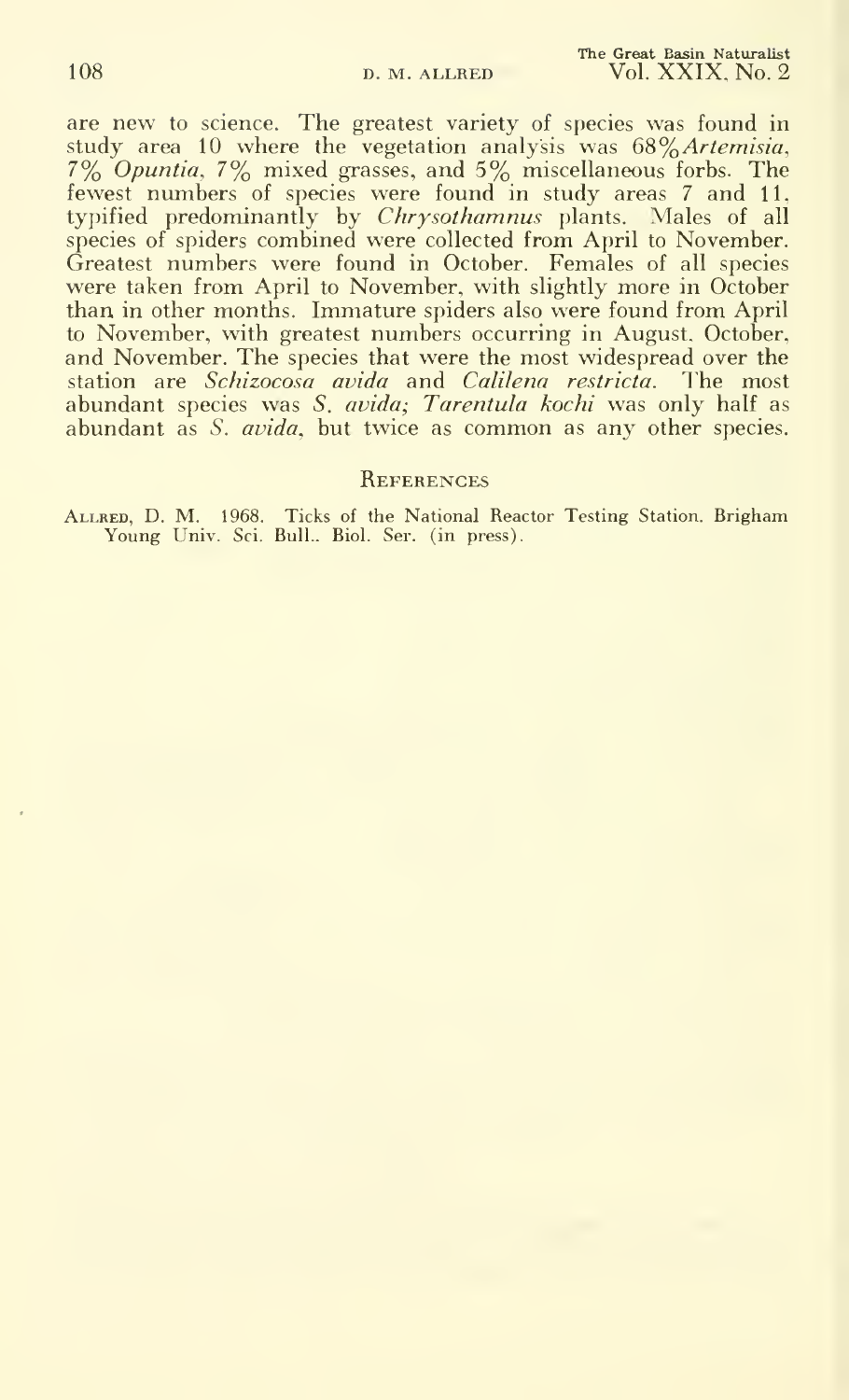are new to science. The greatest variety of species was found in study area 10 where the vegetation analysis was 68% *Artemisia*, 7% *Opuntia*, 7% mixed grasses, and 5% miscellaneous forbs. The fewest numbers of species were found in study areas 7 and 11, typified predominantly by *Chrysothamnus* plants. Males of all species of spiders combined were collected from April to November. Greatest numbers were found in October. Females of all species were taken from April to November, with slightly more in October than in other months. Immature spiders also were found from April to November, with greatest numbers occurring in August, October, and November. The species that were the most widespread over the station are *Schizocosa avida* and *Calilena restricta*. The most abundant species was *S. avida; Tarentula kochi* was only half as abundant as *S. avida*, but twice as common as any other species.

## References

Allred, D. M. 1968. Ticks of the National Reactor Testing Station. Brigham Young Univ. Sci. Bull., Biol. Ser. (in press).